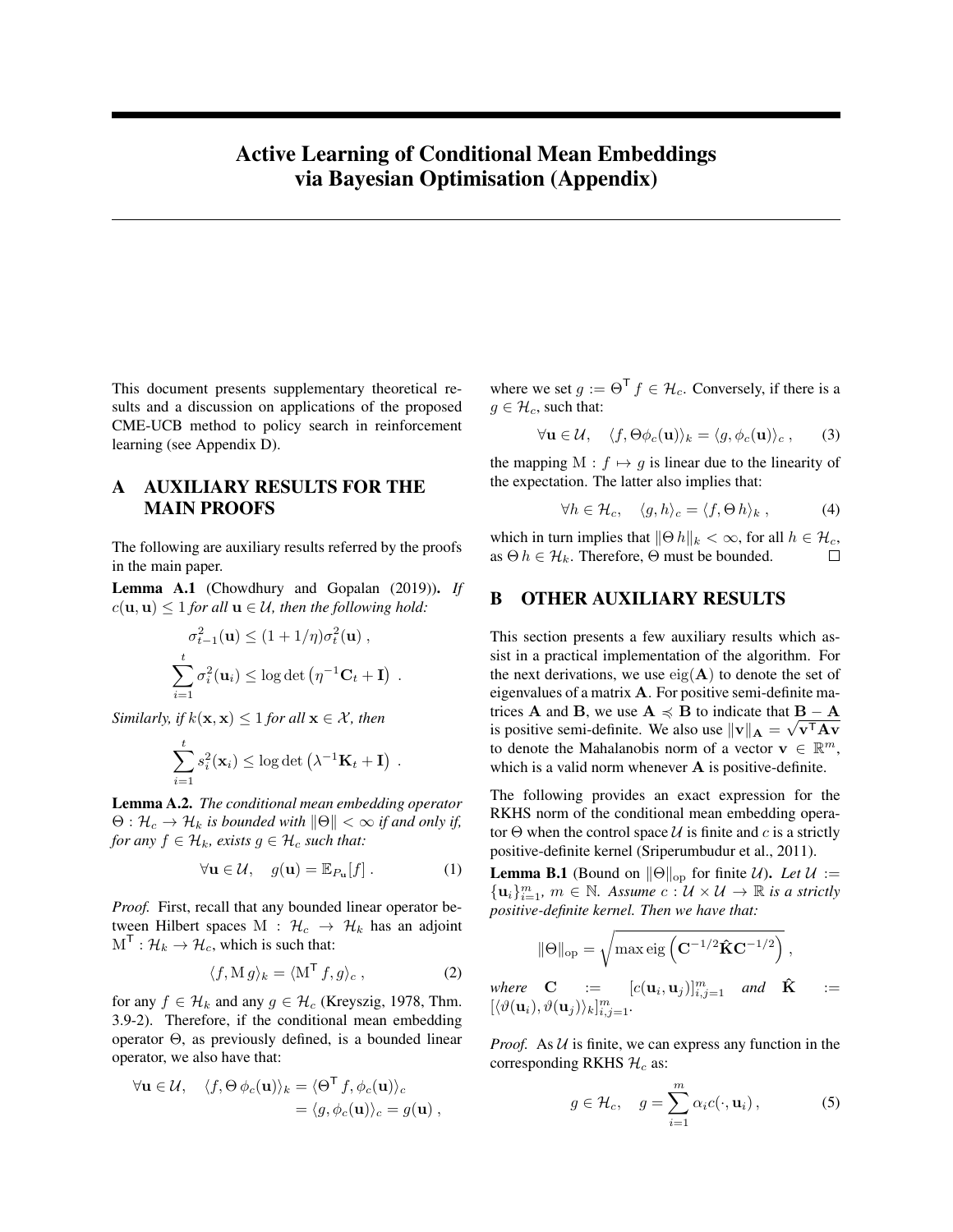# Active Learning of Conditional Mean Embeddings via Bayesian Optimisation (Appendix)

This document presents supplementary theoretical results and a discussion on applications of the proposed CME-UCB method to policy search in reinforcement learning (see Appendix D).

## A AUXILIARY RESULTS FOR THE MAIN PROOFS

The following are auxiliary results referred by the proofs in the main paper.

**Lemma A.1** (Chowdhury and Gopalan (2019)). *If $c(\mathbf{u}, \mathbf{u}) \leq 1$ for all $\mathbf{u} \in \mathcal{U}$, then the following hold:*

$$\sigma_{t-1}^2(\mathbf{u}) \leq (1 + 1/\eta)\sigma_t^2(\mathbf{u}) \,,$$

$$\sum_{i=1}^{t} \sigma_i^2(\mathbf{u}_i) \leq \log\det\left(\eta^{-1}\mathbf{C}_t + \mathbf{I}\right) \,.$$

*Similarly, if $k(\mathbf{x}, \mathbf{x}) \leq 1$ for all $\mathbf{x} \in \mathcal{X}$, then*

$$\sum_{i=1}^{t} s_i^2(\mathbf{x}_i) \leq \log\det\left(\lambda^{-1}\mathbf{K}_t + \mathbf{I}\right) \,.$$

**Lemma A.2.** *The conditional mean embedding operator $\Theta : \mathcal{H}_c \to \mathcal{H}_k$ is bounded with $\|\Theta\| < \infty$ if and only if, for any $f \in \mathcal{H}_k$, exists $g \in \mathcal{H}_c$ such that:*

$$\forall \mathbf{u} \in \mathcal{U}, \quad g(\mathbf{u}) = \mathbb{E}_{P_{\mathbf{u}}}[f] \,. \tag{1}$$

*Proof.* First, recall that any bounded linear operator between Hilbert spaces $\mathrm{M} : \mathcal{H}_c \to \mathcal{H}_k$ has an adjoint $\mathrm{M}^\mathsf{T} : \mathcal{H}_k \to \mathcal{H}_c$, which is such that:

$$\langle f, \mathrm{M}\, g\rangle_k = \langle \mathrm{M}^\mathsf{T} f, g\rangle_c \,, \tag{2}$$

for any $f \in \mathcal{H}_k$ and any $g \in \mathcal{H}_c$ (Kreyszig, 1978, Thm. 3.9-2). Therefore, if the conditional mean embedding operator $\Theta$, as previously defined, is a bounded linear operator, we also have that:

$$\begin{aligned}\forall \mathbf{u} \in \mathcal{U}, \quad \langle f, \Theta\, \phi_c(\mathbf{u})\rangle_k &= \langle \Theta^\mathsf{T} f, \phi_c(\mathbf{u})\rangle_c \\ &= \langle g, \phi_c(\mathbf{u})\rangle_c = g(\mathbf{u}) \,,\end{aligned}$$

where we set $g := \Theta^\mathsf{T} f \in \mathcal{H}_c$. Conversely, if there is a $g \in \mathcal{H}_c$, such that:

$$\forall \mathbf{u} \in \mathcal{U}, \quad \langle f, \Theta \phi_c(\mathbf{u})\rangle_k = \langle g, \phi_c(\mathbf{u})\rangle_c \,, \tag{3}$$

the mapping $\mathrm{M} : f \mapsto g$ is linear due to the linearity of the expectation. The latter also implies that:

$$\forall h \in \mathcal{H}_c, \quad \langle g, h\rangle_c = \langle f, \Theta\, h\rangle_k \,, \tag{4}$$

which in turn implies that $\|\Theta\, h\|_k < \infty$, for all $h \in \mathcal{H}_c$, as $\Theta\, h \in \mathcal{H}_k$. Therefore, $\Theta$ must be bounded. $\square$

## B OTHER AUXILIARY RESULTS

This section presents a few auxiliary results which assist in a practical implementation of the algorithm. For the next derivations, we use $\mathrm{eig}(\mathbf{A})$ to denote the set of eigenvalues of a matrix $\mathbf{A}$. For positive semi-definite matrices $\mathbf{A}$ and $\mathbf{B}$, we use $\mathbf{A} \preccurlyeq \mathbf{B}$ to indicate that $\mathbf{B} - \mathbf{A}$ is positive semi-definite. We also use $\|\mathbf{v}\|_\mathbf{A} = \sqrt{\mathbf{v}^\mathsf{T}\mathbf{A}\mathbf{v}}$ to denote the Mahalanobis norm of a vector $\mathbf{v} \in \mathbb{R}^m$, which is a valid norm whenever $\mathbf{A}$ is positive-definite.

The following provides an exact expression for the RKHS norm of the conditional mean embedding operator $\Theta$ when the control space $\mathcal{U}$ is finite and $c$ is a strictly positive-definite kernel (Sriperumbudur et al., 2011).

**Lemma B.1** (Bound on $\|\Theta\|_{\mathrm{op}}$ for finite $\mathcal{U}$). *Let $\mathcal{U} := \{\mathbf{u}_i\}_{i=1}^m$, $m \in \mathbb{N}$. Assume $c : \mathcal{U} \times \mathcal{U} \to \mathbb{R}$ is a strictly positive-definite kernel. Then we have that:*

$$\|\Theta\|_{\mathrm{op}} = \sqrt{\max \mathrm{eig}\left(\mathbf{C}^{-1/2}\hat{\mathbf{K}}\mathbf{C}^{-1/2}\right)} \,,$$

*where $\mathbf{C} := [c(\mathbf{u}_i, \mathbf{u}_j)]_{i,j=1}^m$ and $\hat{\mathbf{K}} := [\langle \vartheta(\mathbf{u}_i), \vartheta(\mathbf{u}_j)\rangle_k]_{i,j=1}^m$.*

*Proof.* As $\mathcal{U}$ is finite, we can express any function in the corresponding RKHS $\mathcal{H}_c$ as:

$$g \in \mathcal{H}_c, \quad g = \sum_{i=1}^{m} \alpha_i c(\cdot, \mathbf{u}_i) \,, \tag{5}$$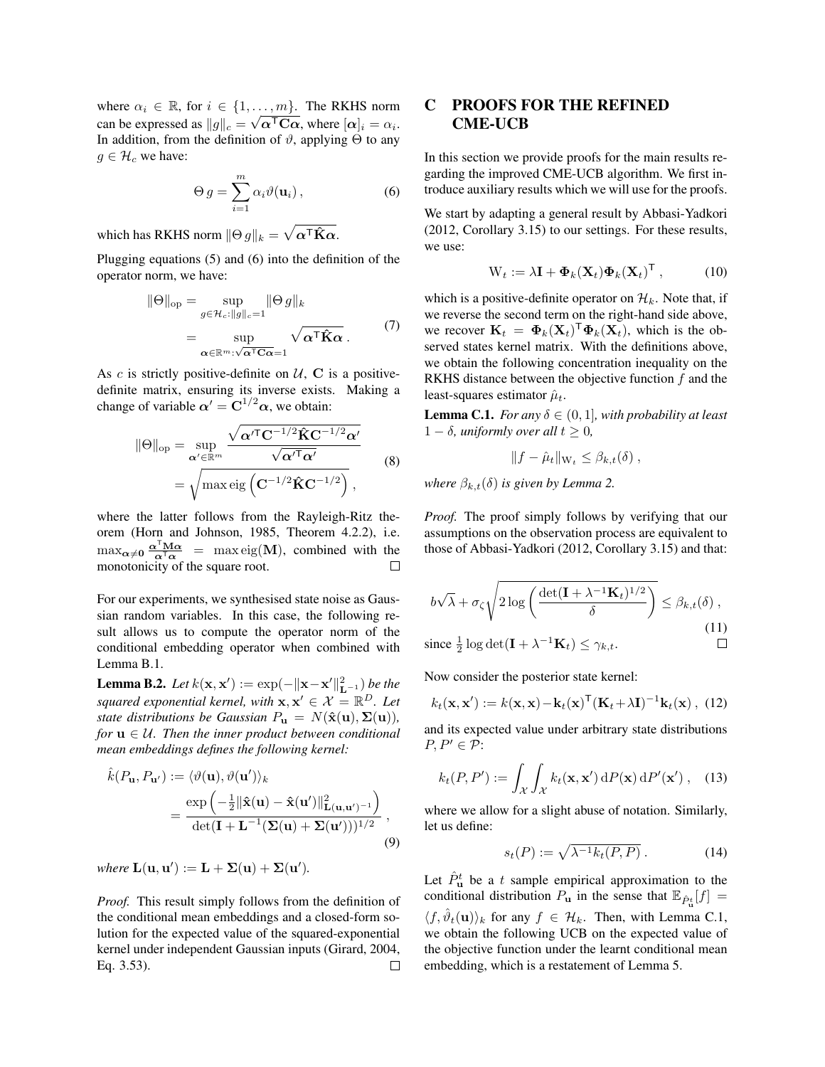where $\alpha_i \in \mathbb{R}$, for $i \in \{1, \dots, m\}$. The RKHS norm can be expressed as $\|g\|_c = \sqrt{\boldsymbol{\alpha}^\mathsf{T} \mathbf{C} \boldsymbol{\alpha}}$, where $[\boldsymbol{\alpha}]_i = \alpha_i$. In addition, from the definition of $\vartheta$, applying $\Theta$ to any $g \in \mathcal{H}_c$ we have:

$$\Theta\, g = \sum_{i=1}^{m} \alpha_i \vartheta(\mathbf{u}_i) \,, \tag{6}$$

which has RKHS norm $\|\Theta\, g\|_k = \sqrt{\boldsymbol{\alpha}^\mathsf{T} \hat{\mathbf{K}} \boldsymbol{\alpha}}$.

Plugging equations (5) and (6) into the definition of the operator norm, we have:

$$\begin{aligned} \|\Theta\|_{\mathrm{op}} &= \sup_{g \in \mathcal{H}_c : \|g\|_c = 1} \|\Theta\, g\|_k \\ &= \sup_{\boldsymbol{\alpha} \in \mathbb{R}^m : \sqrt{\boldsymbol{\alpha}^\mathsf{T} \mathbf{C} \boldsymbol{\alpha}} = 1} \sqrt{\boldsymbol{\alpha}^\mathsf{T} \hat{\mathbf{K}} \boldsymbol{\alpha}} \,. \end{aligned} \tag{7}$$

As $c$ is strictly positive-definite on $\mathcal{U}$, $\mathbf{C}$ is a positive-definite matrix, ensuring its inverse exists. Making a change of variable $\boldsymbol{\alpha}' = \mathbf{C}^{1/2} \boldsymbol{\alpha}$, we obtain:

$$\begin{aligned} \|\Theta\|_{\mathrm{op}} &= \sup_{\boldsymbol{\alpha}' \in \mathbb{R}^m} \frac{\sqrt{\boldsymbol{\alpha}'^\mathsf{T} \mathbf{C}^{-1/2} \hat{\mathbf{K}} \mathbf{C}^{-1/2} \boldsymbol{\alpha}'}}{\sqrt{\boldsymbol{\alpha}'^\mathsf{T} \boldsymbol{\alpha}'}} \\ &= \sqrt{\max \operatorname{eig}\left(\mathbf{C}^{-1/2} \hat{\mathbf{K}} \mathbf{C}^{-1/2}\right)} \,, \end{aligned} \tag{8}$$

where the latter follows from the Rayleigh-Ritz theorem (Horn and Johnson, 1985, Theorem 4.2.2), i.e. $\max_{\boldsymbol{\alpha} \neq \mathbf{0}} \frac{\boldsymbol{\alpha}^\mathsf{T} \mathbf{M} \boldsymbol{\alpha}}{\boldsymbol{\alpha}^\mathsf{T} \boldsymbol{\alpha}} = \max \operatorname{eig}(\mathbf{M})$, combined with the monotonicity of the square root. $\square$

For our experiments, we synthesised state noise as Gaussian random variables. In this case, the following result allows us to compute the operator norm of the conditional embedding operator when combined with Lemma B.1.

**Lemma B.2.** *Let $k(\mathbf{x}, \mathbf{x}') := \exp(-\|\mathbf{x} - \mathbf{x}'\|^2_{\mathbf{L}^{-1}})$ be the squared exponential kernel, with $\mathbf{x}, \mathbf{x}' \in \mathcal{X} = \mathbb{R}^D$. Let state distributions be Gaussian $P_\mathbf{u} = N(\hat{\mathbf{x}}(\mathbf{u}), \boldsymbol{\Sigma}(\mathbf{u}))$, for $\mathbf{u} \in \mathcal{U}$. Then the inner product between conditional mean embeddings defines the following kernel:*

$$\begin{aligned} \hat{k}(P_\mathbf{u}, P_{\mathbf{u}'}) &:= \langle \vartheta(\mathbf{u}), \vartheta(\mathbf{u}') \rangle_k \\ &= \frac{\exp\left(-\frac{1}{2} \|\hat{\mathbf{x}}(\mathbf{u}) - \hat{\mathbf{x}}(\mathbf{u}')\|^2_{\mathbf{L}(\mathbf{u}, \mathbf{u}')^{-1}}\right)}{\det(\mathbf{I} + \mathbf{L}^{-1}(\boldsymbol{\Sigma}(\mathbf{u}) + \boldsymbol{\Sigma}(\mathbf{u}')))^{1/2}} \,, \end{aligned} \tag{9}$$

*where $\mathbf{L}(\mathbf{u}, \mathbf{u}') := \mathbf{L} + \boldsymbol{\Sigma}(\mathbf{u}) + \boldsymbol{\Sigma}(\mathbf{u}')$.*

*Proof.* This result simply follows from the definition of the conditional mean embeddings and a closed-form solution for the expected value of the squared-exponential kernel under independent Gaussian inputs (Girard, 2004, Eq. 3.53). $\square$

# C PROOFS FOR THE REFINED CME-UCB

In this section we provide proofs for the main results regarding the improved CME-UCB algorithm. We first introduce auxiliary results which we will use for the proofs.

We start by adapting a general result by Abbasi-Yadkori (2012, Corollary 3.15) to our settings. For these results, we use:

$$\mathrm{W}_t := \lambda \mathbf{I} + \boldsymbol{\Phi}_k(\mathbf{X}_t) \boldsymbol{\Phi}_k(\mathbf{X}_t)^\mathsf{T} \,, \tag{10}$$

which is a positive-definite operator on $\mathcal{H}_k$. Note that, if we reverse the second term on the right-hand side above, we recover $\mathbf{K}_t = \boldsymbol{\Phi}_k(\mathbf{X}_t)^\mathsf{T} \boldsymbol{\Phi}_k(\mathbf{X}_t)$, which is the observed states kernel matrix. With the definitions above, we obtain the following concentration inequality on the RKHS distance between the objective function $f$ and the least-squares estimator $\hat{\mu}_t$.

**Lemma C.1.** *For any $\delta \in (0, 1]$, with probability at least $1 - \delta$, uniformly over all $t \geq 0$,*

$$\|f - \hat{\mu}_t\|_{\mathrm{W}_t} \leq \beta_{k,t}(\delta) \,,$$

*where $\beta_{k,t}(\delta)$ is given by Lemma 2.*

*Proof.* The proof simply follows by verifying that our assumptions on the observation process are equivalent to those of Abbasi-Yadkori (2012, Corollary 3.15) and that:

$$b\sqrt{\lambda} + \sigma_\zeta \sqrt{2 \log\left(\frac{\det(\mathbf{I} + \lambda^{-1} \mathbf{K}_t)^{1/2}}{\delta}\right)} \leq \beta_{k,t}(\delta) \,, \tag{11}$$

since $\frac{1}{2} \log \det(\mathbf{I} + \lambda^{-1} \mathbf{K}_t) \leq \gamma_{k,t}$. $\square$

Now consider the posterior state kernel:

$$k_t(\mathbf{x}, \mathbf{x}') := k(\mathbf{x}, \mathbf{x}) - \mathbf{k}_t(\mathbf{x})^\mathsf{T} (\mathbf{K}_t + \lambda \mathbf{I})^{-1} \mathbf{k}_t(\mathbf{x}) \,, \tag{12}$$

and its expected value under arbitrary state distributions $P, P' \in \mathcal{P}$:

$$k_t(P, P') := \int_\mathcal{X} \int_\mathcal{X} k_t(\mathbf{x}, \mathbf{x}') \, \mathrm{d}P(\mathbf{x}) \, \mathrm{d}P'(\mathbf{x}') \,, \tag{13}$$

where we allow for a slight abuse of notation. Similarly, let us define:

$$s_t(P) := \sqrt{\lambda^{-1} k_t(P, P)} \,. \tag{14}$$

Let $\hat{P}^t_\mathbf{u}$ be a $t$ sample empirical approximation to the conditional distribution $P_\mathbf{u}$ in the sense that $\mathbb{E}_{\hat{P}^t_\mathbf{u}}[f] = \langle f, \hat{\vartheta}_t(\mathbf{u}) \rangle_k$ for any $f \in \mathcal{H}_k$. Then, with Lemma C.1, we obtain the following UCB on the expected value of the objective function under the learnt conditional mean embedding, which is a restatement of Lemma 5.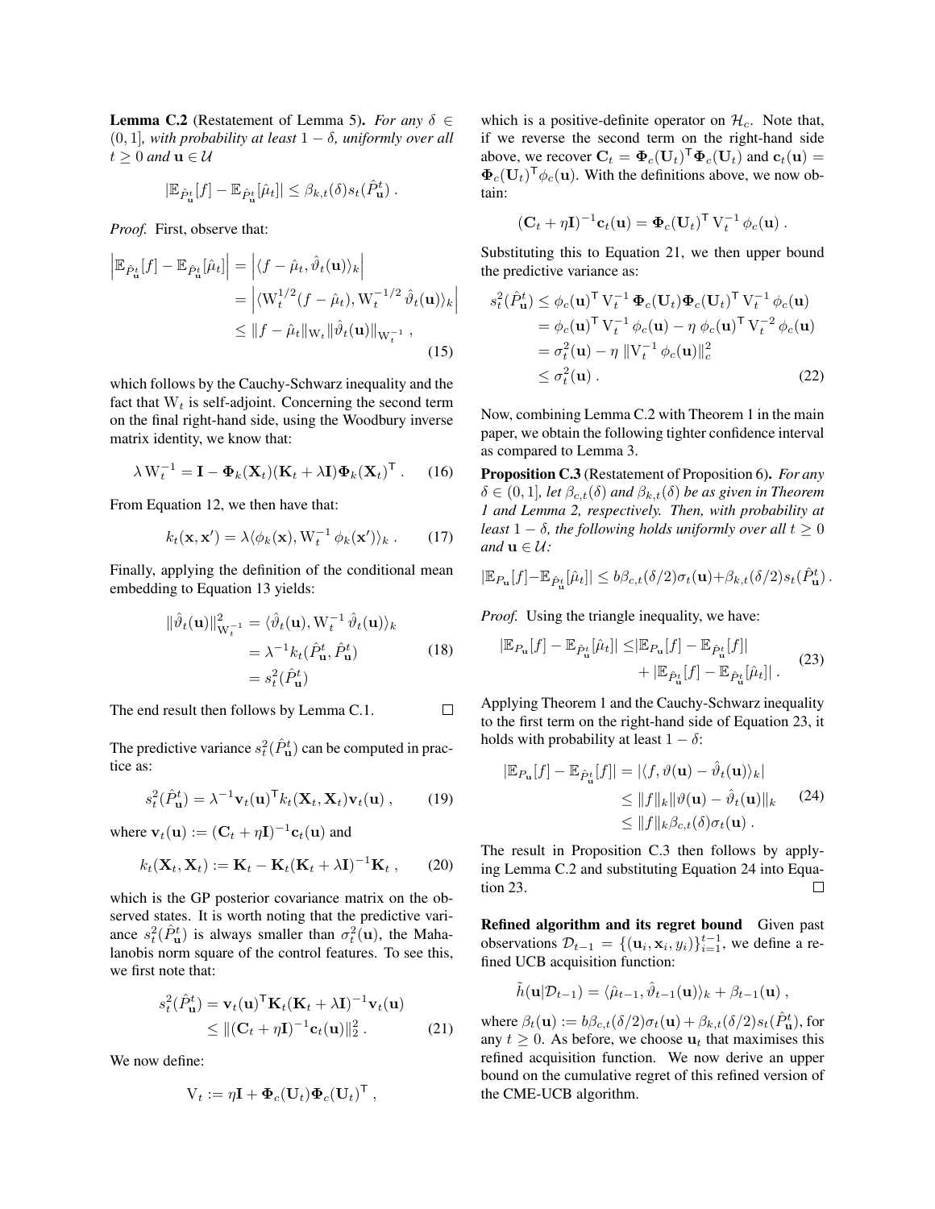**Lemma C.2** (Restatement of Lemma 5). *For any $\delta \in (0,1]$, with probability at least $1-\delta$, uniformly over all $t \geq 0$ and $\mathbf{u} \in \mathcal{U}$*

$$|\mathbb{E}_{\hat{P}^t_{\mathbf{u}}}[f] - \mathbb{E}_{\hat{P}^t_{\mathbf{u}}}[\hat{\mu}_t]| \leq \beta_{k,t}(\delta) s_t(\hat{P}^t_{\mathbf{u}}) .$$

*Proof.* First, observe that:

$$\begin{aligned}
\left|\mathbb{E}_{\hat{P}^t_{\mathbf{u}}}[f] - \mathbb{E}_{\hat{P}^t_{\mathbf{u}}}[\hat{\mu}_t]\right| &= \left|\langle f - \hat{\mu}_t, \hat{\vartheta}_t(\mathbf{u})\rangle_k\right| \\
&= \left|\langle \mathrm{W}_t^{1/2}(f - \hat{\mu}_t), \mathrm{W}_t^{-1/2}\,\hat{\vartheta}_t(\mathbf{u})\rangle_k\right| \\
&\leq \|f - \hat{\mu}_t\|_{\mathrm{W}_t} \|\hat{\vartheta}_t(\mathbf{u})\|_{\mathrm{W}_t^{-1}} ,
\end{aligned} \tag{15}$$

which follows by the Cauchy-Schwarz inequality and the fact that $\mathrm{W}_t$ is self-adjoint. Concerning the second term on the final right-hand side, using the Woodbury inverse matrix identity, we know that:

$$\lambda\,\mathrm{W}_t^{-1} = \mathbf{I} - \mathbf{\Phi}_k(\mathbf{X}_t)(\mathbf{K}_t + \lambda\mathbf{I})\mathbf{\Phi}_k(\mathbf{X}_t)^\mathsf{T} . \tag{16}$$

From Equation 12, we then have that:

$$k_t(\mathbf{x}, \mathbf{x}') = \lambda\langle\phi_k(\mathbf{x}), \mathrm{W}_t^{-1}\,\phi_k(\mathbf{x}')\rangle_k . \tag{17}$$

Finally, applying the definition of the conditional mean embedding to Equation 13 yields:

$$\begin{aligned}
\|\hat{\vartheta}_t(\mathbf{u})\|^2_{\mathrm{W}_t^{-1}} &= \langle\hat{\vartheta}_t(\mathbf{u}), \mathrm{W}_t^{-1}\,\hat{\vartheta}_t(\mathbf{u})\rangle_k \\
&= \lambda^{-1} k_t(\hat{P}^t_{\mathbf{u}}, \hat{P}^t_{\mathbf{u}}) \\
&= s_t^2(\hat{P}^t_{\mathbf{u}})
\end{aligned} \tag{18}$$

The end result then follows by Lemma C.1. $\square$

The predictive variance $s_t^2(\hat{P}^t_{\mathbf{u}})$ can be computed in practice as:

$$s_t^2(\hat{P}^t_{\mathbf{u}}) = \lambda^{-1}\mathbf{v}_t(\mathbf{u})^\mathsf{T} k_t(\mathbf{X}_t, \mathbf{X}_t)\mathbf{v}_t(\mathbf{u}) , \tag{19}$$

where $\mathbf{v}_t(\mathbf{u}) := (\mathbf{C}_t + \eta\mathbf{I})^{-1}\mathbf{c}_t(\mathbf{u})$ and

$$k_t(\mathbf{X}_t, \mathbf{X}_t) := \mathbf{K}_t - \mathbf{K}_t(\mathbf{K}_t + \lambda\mathbf{I})^{-1}\mathbf{K}_t , \tag{20}$$

which is the GP posterior covariance matrix on the observed states. It is worth noting that the predictive variance $s_t^2(\hat{P}^t_{\mathbf{u}})$ is always smaller than $\sigma_t^2(\mathbf{u})$, the Mahalanobis norm square of the control features. To see this, we first note that:

$$\begin{aligned}
s_t^2(\hat{P}^t_{\mathbf{u}}) &= \mathbf{v}_t(\mathbf{u})^\mathsf{T}\mathbf{K}_t(\mathbf{K}_t + \lambda\mathbf{I})^{-1}\mathbf{v}_t(\mathbf{u}) \\
&\leq \|(\mathbf{C}_t + \eta\mathbf{I})^{-1}\mathbf{c}_t(\mathbf{u})\|_2^2 .
\end{aligned} \tag{21}$$

We now define:

$$\mathrm{V}_t := \eta\mathbf{I} + \mathbf{\Phi}_c(\mathbf{U}_t)\mathbf{\Phi}_c(\mathbf{U}_t)^\mathsf{T} ,$$

which is a positive-definite operator on $\mathcal{H}_c$. Note that, if we reverse the second term on the right-hand side above, we recover $\mathbf{C}_t = \mathbf{\Phi}_c(\mathbf{U}_t)^\mathsf{T}\mathbf{\Phi}_c(\mathbf{U}_t)$ and $\mathbf{c}_t(\mathbf{u}) = \mathbf{\Phi}_c(\mathbf{U}_t)^\mathsf{T}\phi_c(\mathbf{u})$. With the definitions above, we now obtain:

$$(\mathbf{C}_t + \eta\mathbf{I})^{-1}\mathbf{c}_t(\mathbf{u}) = \mathbf{\Phi}_c(\mathbf{U}_t)^\mathsf{T}\,\mathrm{V}_t^{-1}\,\phi_c(\mathbf{u}) .$$

Substituting this to Equation 21, we then upper bound the predictive variance as:

$$\begin{aligned}
s_t^2(\hat{P}^t_{\mathbf{u}}) &\leq \phi_c(\mathbf{u})^\mathsf{T}\,\mathrm{V}_t^{-1}\,\mathbf{\Phi}_c(\mathbf{U}_t)\mathbf{\Phi}_c(\mathbf{U}_t)^\mathsf{T}\,\mathrm{V}_t^{-1}\,\phi_c(\mathbf{u}) \\
&= \phi_c(\mathbf{u})^\mathsf{T}\,\mathrm{V}_t^{-1}\,\phi_c(\mathbf{u}) - \eta\,\phi_c(\mathbf{u})^\mathsf{T}\,\mathrm{V}_t^{-2}\,\phi_c(\mathbf{u}) \\
&= \sigma_t^2(\mathbf{u}) - \eta\,\|\mathrm{V}_t^{-1}\,\phi_c(\mathbf{u})\|_c^2 \\
&\leq \sigma_t^2(\mathbf{u}) .
\end{aligned} \tag{22}$$

Now, combining Lemma C.2 with Theorem 1 in the main paper, we obtain the following tighter confidence interval as compared to Lemma 3.

**Proposition C.3** (Restatement of Proposition 6). *For any $\delta \in (0,1]$, let $\beta_{c,t}(\delta)$ and $\beta_{k,t}(\delta)$ be as given in Theorem 1 and Lemma 2, respectively. Then, with probability at least $1-\delta$, the following holds uniformly over all $t \geq 0$ and $\mathbf{u} \in \mathcal{U}$:*

$$|\mathbb{E}_{P_{\mathbf{u}}}[f] - \mathbb{E}_{\hat{P}^t_{\mathbf{u}}}[\hat{\mu}_t]| \leq b\beta_{c,t}(\delta/2)\sigma_t(\mathbf{u}) + \beta_{k,t}(\delta/2)s_t(\hat{P}^t_{\mathbf{u}}) .$$

*Proof.* Using the triangle inequality, we have:

$$\begin{aligned}
|\mathbb{E}_{P_{\mathbf{u}}}[f] - \mathbb{E}_{\hat{P}^t_{\mathbf{u}}}[\hat{\mu}_t]| \leq &|\mathbb{E}_{P_{\mathbf{u}}}[f] - \mathbb{E}_{\hat{P}^t_{\mathbf{u}}}[f]| \\
&+ |\mathbb{E}_{\hat{P}^t_{\mathbf{u}}}[f] - \mathbb{E}_{\hat{P}^t_{\mathbf{u}}}[\hat{\mu}_t]| .
\end{aligned} \tag{23}$$

Applying Theorem 1 and the Cauchy-Schwarz inequality to the first term on the right-hand side of Equation 23, it holds with probability at least $1-\delta$:

$$\begin{aligned}
|\mathbb{E}_{P_{\mathbf{u}}}[f] - \mathbb{E}_{\hat{P}^t_{\mathbf{u}}}[f]| &= |\langle f, \vartheta(\mathbf{u}) - \hat{\vartheta}_t(\mathbf{u})\rangle_k| \\
&\leq \|f\|_k\|\vartheta(\mathbf{u}) - \hat{\vartheta}_t(\mathbf{u})\|_k \\
&\leq \|f\|_k\beta_{c,t}(\delta)\sigma_t(\mathbf{u}) .
\end{aligned} \tag{24}$$

The result in Proposition C.3 then follows by applying Lemma C.2 and substituting Equation 24 into Equation 23. $\square$

**Refined algorithm and its regret bound** Given past observations $\mathcal{D}_{t-1} = \{(\mathbf{u}_i, \mathbf{x}_i, y_i)\}_{i=1}^{t-1}$, we define a refined UCB acquisition function:

$$\tilde{h}(\mathbf{u}|\mathcal{D}_{t-1}) = \langle\hat{\mu}_{t-1}, \hat{\vartheta}_{t-1}(\mathbf{u})\rangle_k + \beta_{t-1}(\mathbf{u}) ,$$

where $\beta_t(\mathbf{u}) := b\beta_{c,t}(\delta/2)\sigma_t(\mathbf{u}) + \beta_{k,t}(\delta/2)s_t(\hat{P}^t_{\mathbf{u}})$, for any $t \geq 0$. As before, we choose $\mathbf{u}_t$ that maximises this refined acquisition function. We now derive an upper bound on the cumulative regret of this refined version of the CME-UCB algorithm.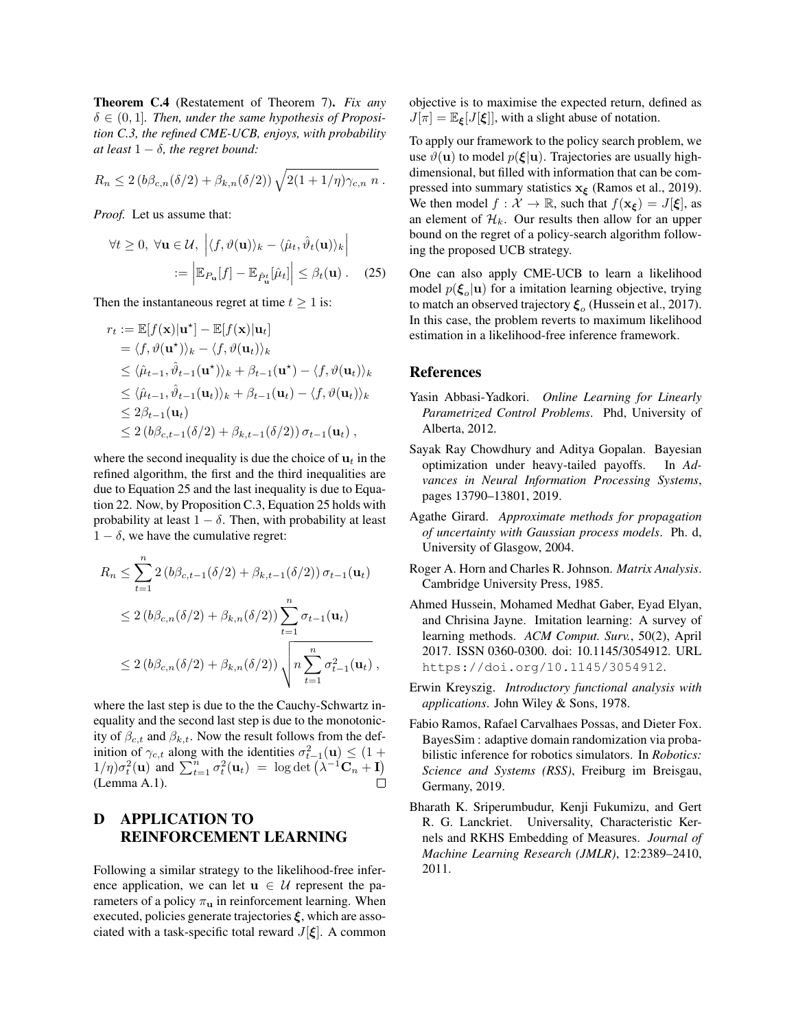**Theorem C.4** (Restatement of Theorem 7). *Fix any $\delta \in (0, 1]$. Then, under the same hypothesis of Proposition C.3, the refined CME-UCB, enjoys, with probability at least $1 - \delta$, the regret bound:*

$$R_n \leq 2\left(b\beta_{c,n}(\delta/2) + \beta_{k,n}(\delta/2)\right)\sqrt{2(1 + 1/\eta)\gamma_{c,n}\, n}\,.$$

*Proof.* Let us assume that:

$$\forall t \geq 0,\ \forall \mathbf{u} \in \mathcal{U},\ \left|\langle f, \vartheta(\mathbf{u})\rangle_k - \langle \hat{\mu}_t, \hat{\vartheta}_t(\mathbf{u})\rangle_k\right| := \left|\mathbb{E}_{P_\mathbf{u}}[f] - \mathbb{E}_{\hat{P}^t_\mathbf{u}}[\hat{\mu}_t]\right| \leq \beta_t(\mathbf{u})\,. \tag{25}$$

Then the instantaneous regret at time $t \geq 1$ is:

$$\begin{aligned}
r_t &:= \mathbb{E}[f(\mathbf{x})|\mathbf{u}^\star] - \mathbb{E}[f(\mathbf{x})|\mathbf{u}_t] \\
&= \langle f, \vartheta(\mathbf{u}^\star)\rangle_k - \langle f, \vartheta(\mathbf{u}_t)\rangle_k \\
&\leq \langle \hat{\mu}_{t-1}, \hat{\vartheta}_{t-1}(\mathbf{u}^\star)\rangle_k + \beta_{t-1}(\mathbf{u}^\star) - \langle f, \vartheta(\mathbf{u}_t)\rangle_k \\
&\leq \langle \hat{\mu}_{t-1}, \hat{\vartheta}_{t-1}(\mathbf{u}_t)\rangle_k + \beta_{t-1}(\mathbf{u}_t) - \langle f, \vartheta(\mathbf{u}_t)\rangle_k \\
&\leq 2\beta_{t-1}(\mathbf{u}_t) \\
&\leq 2\left(b\beta_{c,t-1}(\delta/2) + \beta_{k,t-1}(\delta/2)\right)\sigma_{t-1}(\mathbf{u}_t)\,,
\end{aligned}$$

where the second inequality is due the choice of $\mathbf{u}_t$ in the refined algorithm, the first and the third inequalities are due to Equation 25 and the last inequality is due to Equation 22. Now, by Proposition C.3, Equation 25 holds with probability at least $1 - \delta$. Then, with probability at least $1 - \delta$, we have the cumulative regret:

$$\begin{aligned}
R_n &\leq \sum_{t=1}^{n} 2\left(b\beta_{c,t-1}(\delta/2) + \beta_{k,t-1}(\delta/2)\right)\sigma_{t-1}(\mathbf{u}_t) \\
&\leq 2\left(b\beta_{c,n}(\delta/2) + \beta_{k,n}(\delta/2)\right)\sum_{t=1}^{n}\sigma_{t-1}(\mathbf{u}_t) \\
&\leq 2\left(b\beta_{c,n}(\delta/2) + \beta_{k,n}(\delta/2)\right)\sqrt{n\sum_{t=1}^{n}\sigma^2_{t-1}(\mathbf{u}_t)}\,,
\end{aligned}$$

where the last step is due to the the Cauchy-Schwartz inequality and the second last step is due to the monotonicity of $\beta_{c,t}$ and $\beta_{k,t}$. Now the result follows from the definition of $\gamma_{c,t}$ along with the identities $\sigma^2_{t-1}(\mathbf{u}) \leq (1 + 1/\eta)\sigma^2_t(\mathbf{u})$ and $\sum_{t=1}^{n}\sigma^2_t(\mathbf{u}_t) = \log\det\left(\lambda^{-1}\mathbf{C}_n + \mathbf{I}\right)$ (Lemma A.1). ☐

# D APPLICATION TO REINFORCEMENT LEARNING

Following a similar strategy to the likelihood-free inference application, we can let $\mathbf{u} \in \mathcal{U}$ represent the parameters of a policy $\pi_\mathbf{u}$ in reinforcement learning. When executed, policies generate trajectories $\boldsymbol{\xi}$, which are associated with a task-specific total reward $J[\boldsymbol{\xi}]$. A common objective is to maximise the expected return, defined as $J[\pi] = \mathbb{E}_{\boldsymbol{\xi}}[J[\boldsymbol{\xi}]]$, with a slight abuse of notation.

To apply our framework to the policy search problem, we use $\vartheta(\mathbf{u})$ to model $p(\boldsymbol{\xi}|\mathbf{u})$. Trajectories are usually high-dimensional, but filled with information that can be compressed into summary statistics $\mathbf{x}_{\boldsymbol{\xi}}$ (Ramos et al., 2019). We then model $f : \mathcal{X} \to \mathbb{R}$, such that $f(\mathbf{x}_{\boldsymbol{\xi}}) = J[\boldsymbol{\xi}]$, as an element of $\mathcal{H}_k$. Our results then allow for an upper bound on the regret of a policy-search algorithm following the proposed UCB strategy.

One can also apply CME-UCB to learn a likelihood model $p(\boldsymbol{\xi}_o|\mathbf{u})$ for a imitation learning objective, trying to match an observed trajectory $\boldsymbol{\xi}_o$ (Hussein et al., 2017). In this case, the problem reverts to maximum likelihood estimation in a likelihood-free inference framework.

## References

Yasin Abbasi-Yadkori. *Online Learning for Linearly Parametrized Control Problems*. Phd, University of Alberta, 2012.

Sayak Ray Chowdhury and Aditya Gopalan. Bayesian optimization under heavy-tailed payoffs. In *Advances in Neural Information Processing Systems*, pages 13790–13801, 2019.

Agathe Girard. *Approximate methods for propagation of uncertainty with Gaussian process models*. Ph. d, University of Glasgow, 2004.

Roger A. Horn and Charles R. Johnson. *Matrix Analysis*. Cambridge University Press, 1985.

Ahmed Hussein, Mohamed Medhat Gaber, Eyad Elyan, and Chrisina Jayne. Imitation learning: A survey of learning methods. *ACM Comput. Surv.*, 50(2), April 2017. ISSN 0360-0300. doi: 10.1145/3054912. URL https://doi.org/10.1145/3054912.

Erwin Kreyszig. *Introductory functional analysis with applications*. John Wiley & Sons, 1978.

Fabio Ramos, Rafael Carvalhaes Possas, and Dieter Fox. BayesSim : adaptive domain randomization via probabilistic inference for robotics simulators. In *Robotics: Science and Systems (RSS)*, Freiburg im Breisgau, Germany, 2019.

Bharath K. Sriperumbudur, Kenji Fukumizu, and Gert R. G. Lanckriet. Universality, Characteristic Kernels and RKHS Embedding of Measures. *Journal of Machine Learning Research (JMLR)*, 12:2389–2410, 2011.